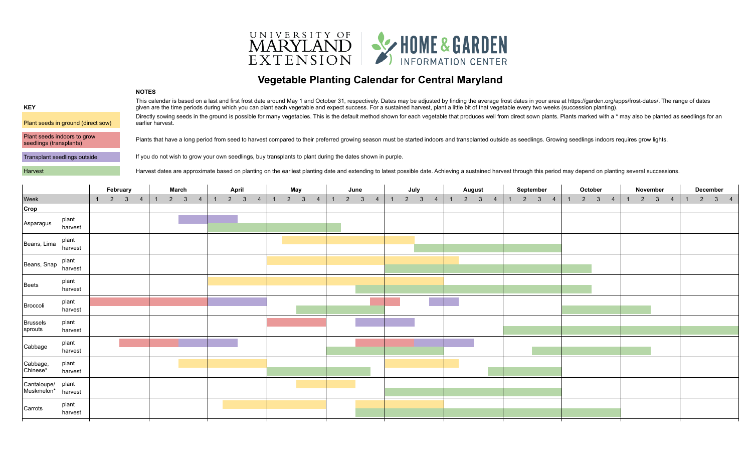# Vegetable Planting Calendar for Central Maryland

University of Maryland Extension — Home & Garden Information Center

## KEY

- Plant seeds in ground (direct sow) (yellow)
- Plant seeds indoors to grow seedlings (transplants) (red)
- Transplant seedlings outside (purple)
- Harvest (green)

## NOTES

This calendar is based on a last and first frost date around May 1 and October 31, respectively. Dates may be adjusted by finding the average frost dates in your area at https://garden.org/apps/frost-dates/. The range of dates given are the time periods during which you can plant each vegetable and expect success. For a sustained harvest, plant a little bit of that vegetable every two weeks (succession planting).

Directly sowing seeds in the ground is possible for many vegetables. This is the default method shown for each vegetable that produces well from direct sown plants. Plants marked with a * may also be planted as seedlings for an earlier harvest.

Plants that have a long period from seed to harvest compared to their preferred growing season must be started indoors and transplanted outside as seedlings. Growing seedlings indoors requires grow lights.

If you do not wish to grow your own seedlings, buy transplants to plant during the dates shown in purple.

Harvest dates are approximate based on planting on the earliest planting date and extending to latest possible date. Achieving a sustained harvest through this period may depend on planting several successions.

## Calendar (February–December, by week 1–4 of each month)

| Crop | Plant seeds in ground (direct sow) | Plant seeds indoors to grow seedlings (transplants) | Transplant seedlings outside | Harvest |
|---|---|---|---|---|
| Asparagus | | | March wk 3 – April wk 2 | April wk 1 – June wk 1 |
| Beans, Lima | May wk 2 – July wk 2 | | | July wk 3 – September wk 4 |
| Beans, Snap | May wk 1 – August wk 1 | | | July wk 1 – October wk 2 |
| Beets | April wk 1 – July wk 4 | | | June wk 3 – October wk 2 |
| Broccoli | | February wk 1 – March wk 4; June wk 4 – July wk 1 | April wk 1 – April wk 4; July wk 4 – August wk 1 | May wk 3 – June wk 4; October wk 1 – November wk 2 |
| Brussels sprouts | | May wk 1 – May wk 4 | June wk 3 – July wk 2 | September wk 1 – December wk 4 |
| Cabbage | | February wk 3 – March wk 2; June wk 3 – July wk 2 | March wk 3 – April wk 2; July wk 3 – August wk 2 | June wk 1 – July wk 4; September wk 3 – November wk 2 |
| Cabbage, Chinese* | March wk 3 – April wk 4; July wk 1 – August wk 1 | | | May wk 1 – June wk 3; August wk 4 – September wk 4 |
| Cantaloupe/ Muskmelon* | May wk 3 – June wk 2 | | | July wk 1 – September wk 4 |
| Carrots | April wk 2 – May wk 4; June wk 3 – July wk 4 | | | June wk 3 – October wk 4 |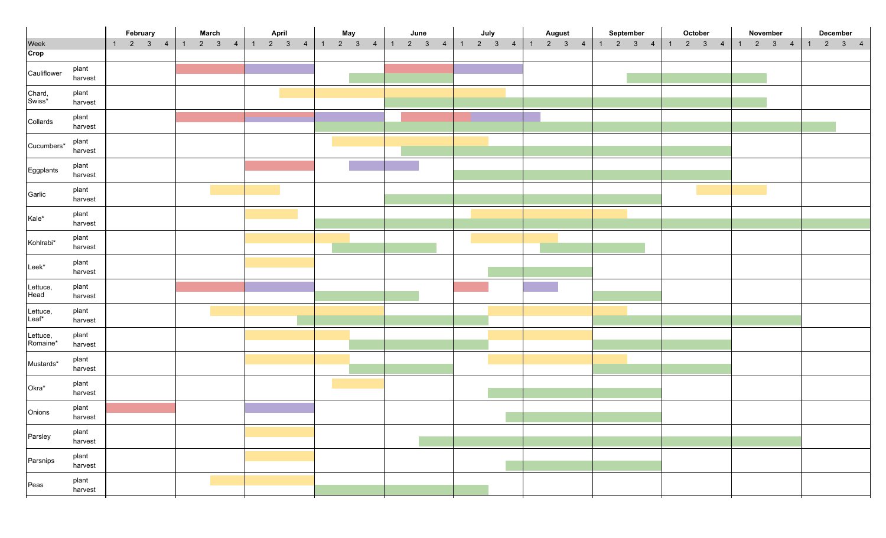| Crop | Activity | Timing (by week) |
|---|---|---|
| Cauliflower | plant | March wk 1–4 (red); April wk 1–4 (purple); June wk 1–4 (red); July wk 1–4 (purple) |
| | harvest | May wk 3 – June wk 4; September wk 3 – November wk 2 |
| Chard, Swiss* | plant | April wk 3 – July wk 3 |
| | harvest | June wk 1 – November wk 2 |
| Collards | plant | March wk 1 – April wk 4 (red); April wk 1 – May wk 4 (purple); June wk 2 – July wk 1 (red); July wk 2 – August wk 1 (purple) |
| | harvest | May wk 1 – December wk 2 |
| Cucumbers* | plant | May wk 2 – July wk 2 |
| | harvest | June wk 2 – October wk 4 |
| Eggplants | plant | April wk 1–4 (red); May wk 3 – June wk 2 (purple) |
| | harvest | July wk 1 – October wk 4 |
| Garlic | plant | March wk 3 – April wk 2; October wk 3 – November wk 2 |
| | harvest | June wk 1 – September wk 4 |
| Kale* | plant | April wk 1–3; July wk 2 – September wk 2 |
| | harvest | May wk 1 – December wk 4 |
| Kohlrabi* | plant | April wk 1 – May wk 2; July wk 2 – August wk 2 |
| | harvest | May wk 2 – June wk 3; August wk 2 – September wk 3 |
| Leek* | plant | April wk 1–4 |
| | harvest | July wk 3 – August wk 4 |
| Lettuce, Head | plant | March wk 1–4 (red); April wk 1–4 (purple); July wk 1–2 (red); August wk 1–2 (purple) |
| | harvest | May wk 1 – June wk 2; September wk 1–4 |
| Lettuce, Leaf* | plant | March wk 3 – May wk 4; July wk 3 – September wk 2 |
| | harvest | April wk 4 – July wk 2; September wk 1 – November wk 4 |
| Lettuce, Romaine* | plant | April wk 1 – May wk 2; July wk 3 – August wk 4 |
| | harvest | May wk 3 – July wk 2; September wk 1 – October wk 4 |
| Mustards* | plant | April wk 1 – May wk 2; July wk 3 – September wk 2 |
| | harvest | May wk 3 – June wk 4; September wk 1 – October wk 4 |
| Okra* | plant | May wk 2–4 |
| | harvest | July wk 3 – September wk 4 |
| Onions | plant | February wk 1–4 (red); April wk 1–4 (purple) |
| | harvest | July wk 4 – September wk 4 |
| Parsley | plant | April wk 1–4 |
| | harvest | June wk 3 – November wk 4 |
| Parsnips | plant | April wk 1–4 |
| | harvest | July wk 4 – September wk 4 |
| Peas | plant | March wk 3 – April wk 4 |
| | harvest | May wk 1 – July wk 2 |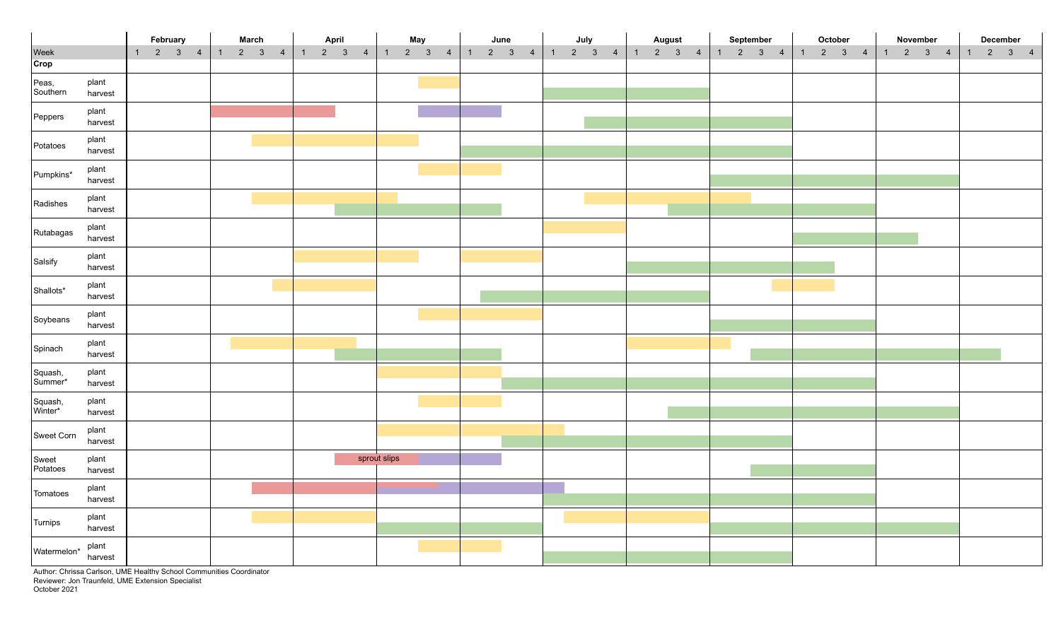February March April May June July August September October November December

Week 1 2 3 4 1 2 3 4 1 2 3 4 1 2 3 4 1 2 3 4 1 2 3 4 1 2 3 4 1 2 3 4 1 2 3 4 1 2 3 4 1 2 3 4

Crop

Peas, Southern plant harvest

Peppers plant harvest

Potatoes plant harvest

Pumpkins* plant harvest

Radishes plant harvest

Rutabagas plant harvest

Salsify plant harvest

Shallots* plant harvest

Soybeans plant harvest

Spinach plant harvest

Squash, Summer* plant harvest

Squash, Winter* plant harvest

Sweet Corn plant harvest

Sweet Potatoes plant harvest

sprout slips

Tomatoes plant harvest

Turnips plant harvest

Watermelon* plant harvest

Author: Chrissa Carlson, UME Healthy School Communities Coordinator
Reviewer: Jon Traunfeld, UME Extension Specialist
October 2021